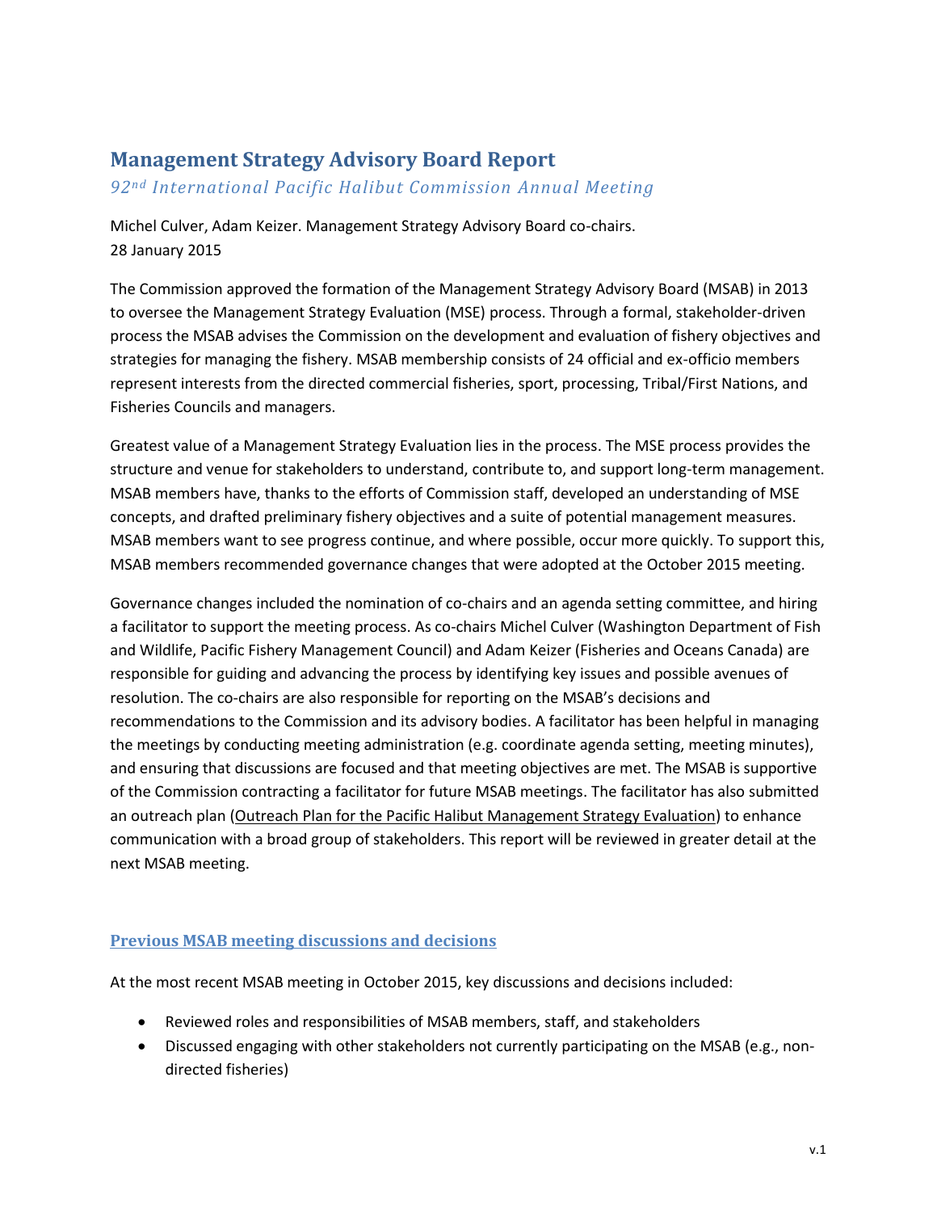# Management Strategy Advisory Board Report

*92nd International Pacific Halibut Commission Annual Meeting*

Michel Culver, Adam Keizer. Management Strategy Advisory Board co-chairs.
28 January 2015

The Commission approved the formation of the Management Strategy Advisory Board (MSAB) in 2013 to oversee the Management Strategy Evaluation (MSE) process. Through a formal, stakeholder-driven process the MSAB advises the Commission on the development and evaluation of fishery objectives and strategies for managing the fishery. MSAB membership consists of 24 official and ex-officio members represent interests from the directed commercial fisheries, sport, processing, Tribal/First Nations, and Fisheries Councils and managers.

Greatest value of a Management Strategy Evaluation lies in the process. The MSE process provides the structure and venue for stakeholders to understand, contribute to, and support long-term management. MSAB members have, thanks to the efforts of Commission staff, developed an understanding of MSE concepts, and drafted preliminary fishery objectives and a suite of potential management measures. MSAB members want to see progress continue, and where possible, occur more quickly. To support this, MSAB members recommended governance changes that were adopted at the October 2015 meeting.

Governance changes included the nomination of co-chairs and an agenda setting committee, and hiring a facilitator to support the meeting process. As co-chairs Michel Culver (Washington Department of Fish and Wildlife, Pacific Fishery Management Council) and Adam Keizer (Fisheries and Oceans Canada) are responsible for guiding and advancing the process by identifying key issues and possible avenues of resolution. The co-chairs are also responsible for reporting on the MSAB's decisions and recommendations to the Commission and its advisory bodies. A facilitator has been helpful in managing the meetings by conducting meeting administration (e.g. coordinate agenda setting, meeting minutes), and ensuring that discussions are focused and that meeting objectives are met. The MSAB is supportive of the Commission contracting a facilitator for future MSAB meetings. The facilitator has also submitted an outreach plan (Outreach Plan for the Pacific Halibut Management Strategy Evaluation) to enhance communication with a broad group of stakeholders. This report will be reviewed in greater detail at the next MSAB meeting.

## Previous MSAB meeting discussions and decisions

At the most recent MSAB meeting in October 2015, key discussions and decisions included:

- Reviewed roles and responsibilities of MSAB members, staff, and stakeholders
- Discussed engaging with other stakeholders not currently participating on the MSAB (e.g., non-directed fisheries)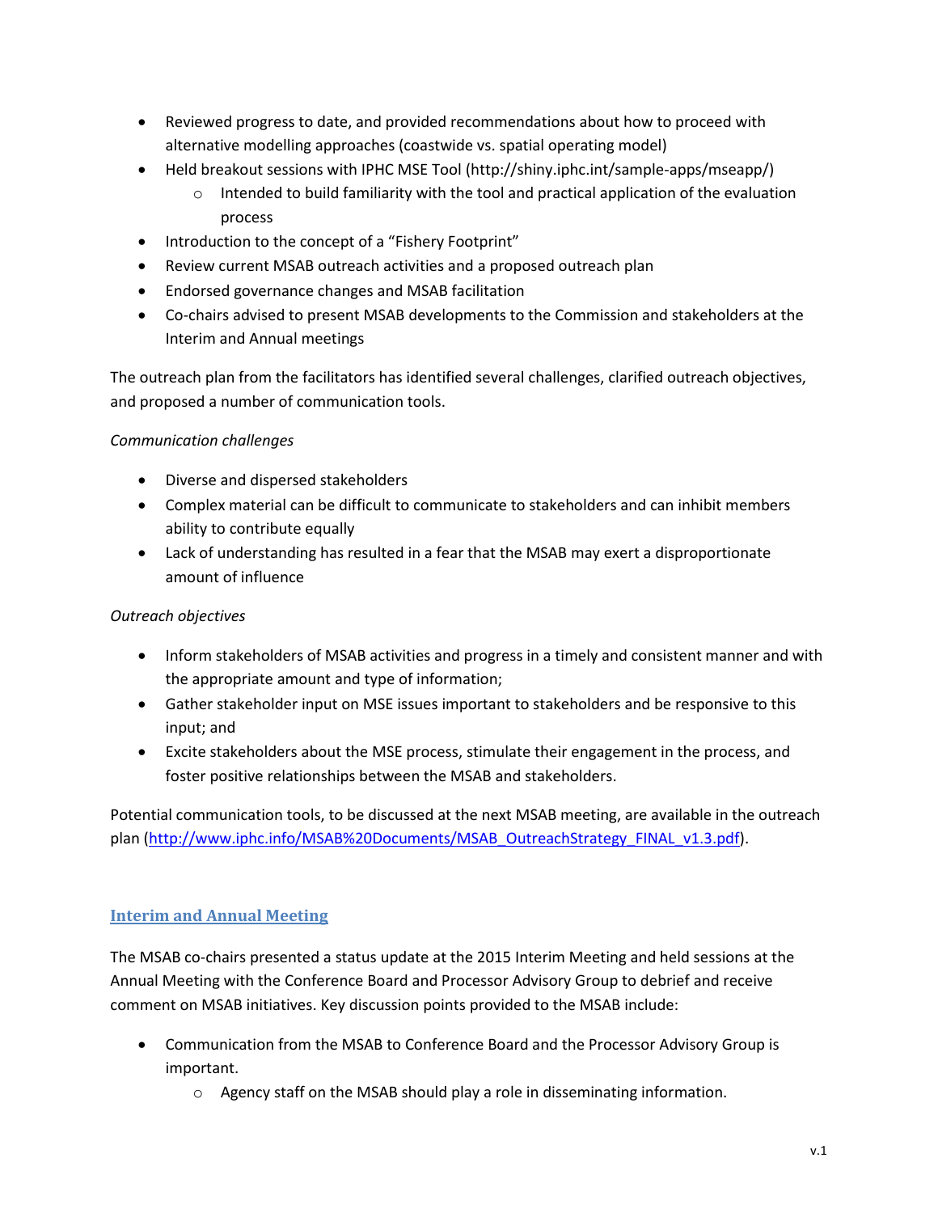- Reviewed progress to date, and provided recommendations about how to proceed with alternative modelling approaches (coastwide vs. spatial operating model)
- Held breakout sessions with IPHC MSE Tool (http://shiny.iphc.int/sample-apps/mseapp/)
  - Intended to build familiarity with the tool and practical application of the evaluation process
- Introduction to the concept of a "Fishery Footprint"
- Review current MSAB outreach activities and a proposed outreach plan
- Endorsed governance changes and MSAB facilitation
- Co-chairs advised to present MSAB developments to the Commission and stakeholders at the Interim and Annual meetings

The outreach plan from the facilitators has identified several challenges, clarified outreach objectives, and proposed a number of communication tools.

*Communication challenges*

- Diverse and dispersed stakeholders
- Complex material can be difficult to communicate to stakeholders and can inhibit members ability to contribute equally
- Lack of understanding has resulted in a fear that the MSAB may exert a disproportionate amount of influence

*Outreach objectives*

- Inform stakeholders of MSAB activities and progress in a timely and consistent manner and with the appropriate amount and type of information;
- Gather stakeholder input on MSE issues important to stakeholders and be responsive to this input; and
- Excite stakeholders about the MSE process, stimulate their engagement in the process, and foster positive relationships between the MSAB and stakeholders.

Potential communication tools, to be discussed at the next MSAB meeting, are available in the outreach plan (http://www.iphc.info/MSAB%20Documents/MSAB_OutreachStrategy_FINAL_v1.3.pdf).

## Interim and Annual Meeting

The MSAB co-chairs presented a status update at the 2015 Interim Meeting and held sessions at the Annual Meeting with the Conference Board and Processor Advisory Group to debrief and receive comment on MSAB initiatives. Key discussion points provided to the MSAB include:

- Communication from the MSAB to Conference Board and the Processor Advisory Group is important.
  - Agency staff on the MSAB should play a role in disseminating information.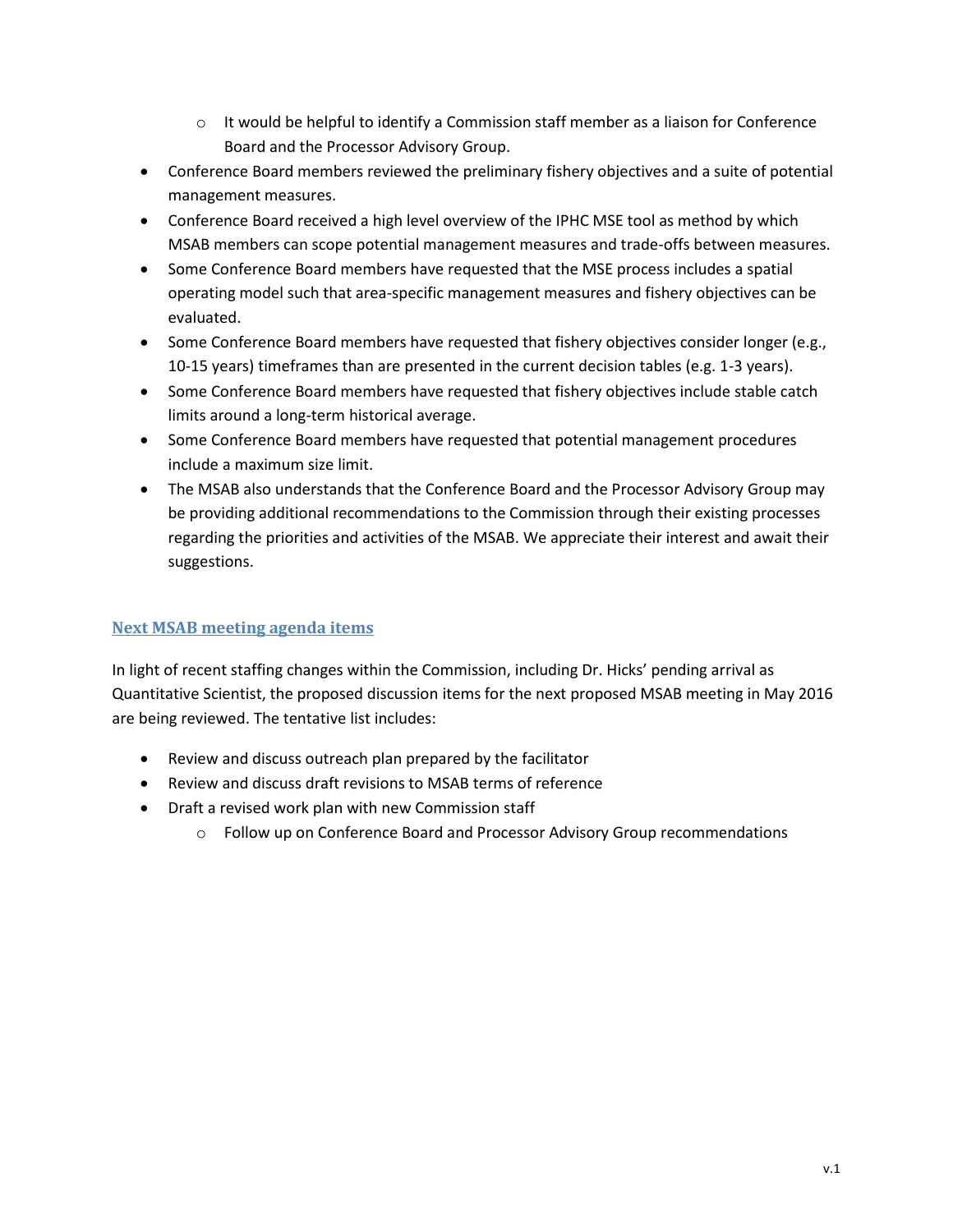- It would be helpful to identify a Commission staff member as a liaison for Conference Board and the Processor Advisory Group.
- Conference Board members reviewed the preliminary fishery objectives and a suite of potential management measures.
- Conference Board received a high level overview of the IPHC MSE tool as method by which MSAB members can scope potential management measures and trade-offs between measures.
- Some Conference Board members have requested that the MSE process includes a spatial operating model such that area-specific management measures and fishery objectives can be evaluated.
- Some Conference Board members have requested that fishery objectives consider longer (e.g., 10-15 years) timeframes than are presented in the current decision tables (e.g. 1-3 years).
- Some Conference Board members have requested that fishery objectives include stable catch limits around a long-term historical average.
- Some Conference Board members have requested that potential management procedures include a maximum size limit.
- The MSAB also understands that the Conference Board and the Processor Advisory Group may be providing additional recommendations to the Commission through their existing processes regarding the priorities and activities of the MSAB. We appreciate their interest and await their suggestions.

## Next MSAB meeting agenda items

In light of recent staffing changes within the Commission, including Dr. Hicks' pending arrival as Quantitative Scientist, the proposed discussion items for the next proposed MSAB meeting in May 2016 are being reviewed. The tentative list includes:

- Review and discuss outreach plan prepared by the facilitator
- Review and discuss draft revisions to MSAB terms of reference
- Draft a revised work plan with new Commission staff
  - Follow up on Conference Board and Processor Advisory Group recommendations

v.1